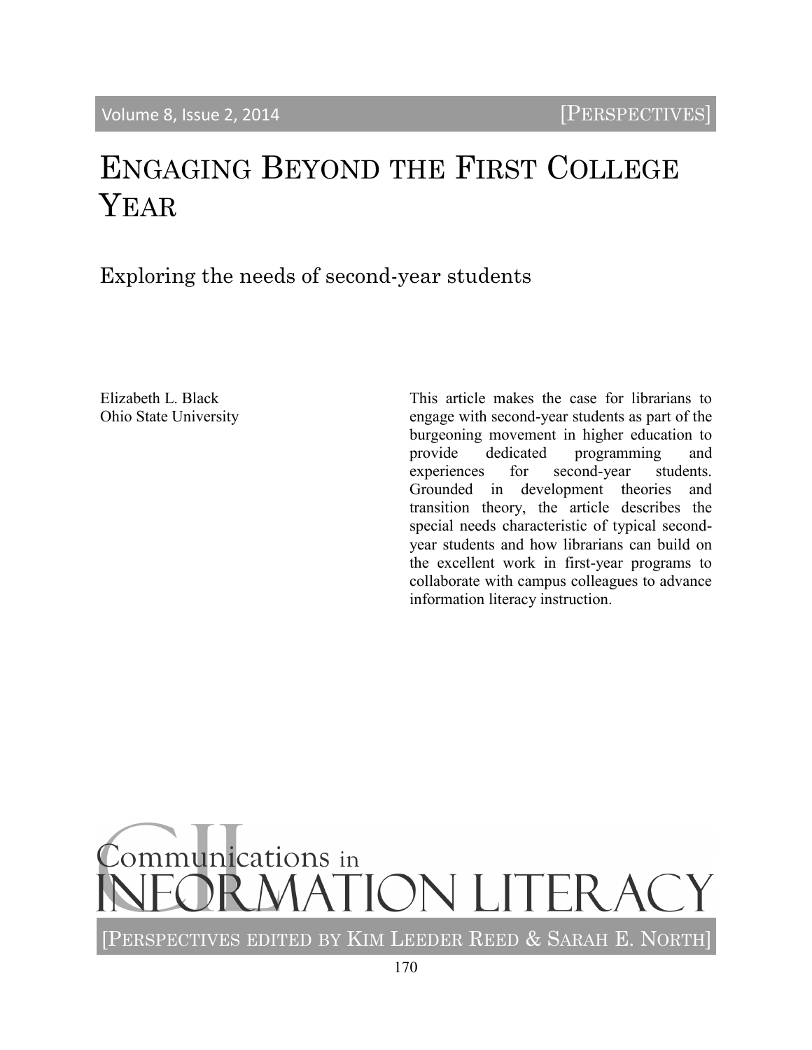# Engaging Beyond the First College Year

## Exploring the needs of second-year students

Elizabeth L. Black
Ohio State University

This article makes the case for librarians to engage with second-year students as part of the burgeoning movement in higher education to provide dedicated programming and experiences for second-year students. Grounded in development theories and transition theory, the article describes the special needs characteristic of typical second-year students and how librarians can build on the excellent work in first-year programs to collaborate with campus colleagues to advance information literacy instruction.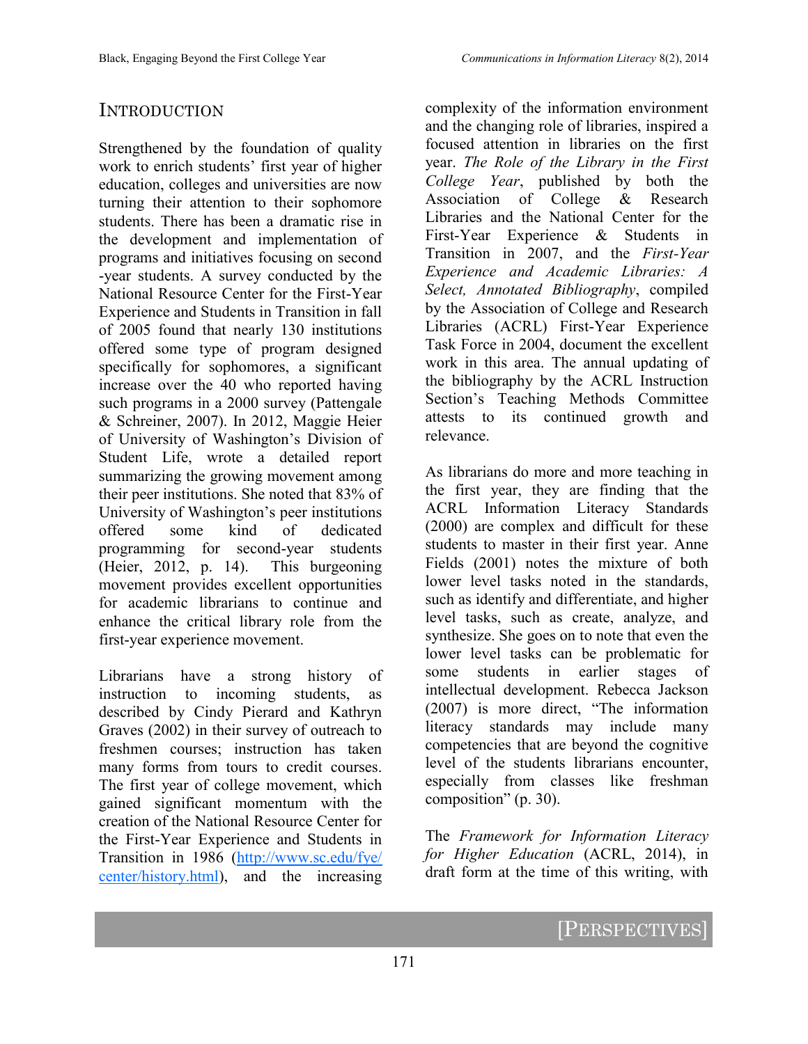# INTRODUCTION

Strengthened by the foundation of quality work to enrich students' first year of higher education, colleges and universities are now turning their attention to their sophomore students. There has been a dramatic rise in the development and implementation of programs and initiatives focusing on second -year students. A survey conducted by the National Resource Center for the First-Year Experience and Students in Transition in fall of 2005 found that nearly 130 institutions offered some type of program designed specifically for sophomores, a significant increase over the 40 who reported having such programs in a 2000 survey (Pattengale & Schreiner, 2007). In 2012, Maggie Heier of University of Washington's Division of Student Life, wrote a detailed report summarizing the growing movement among their peer institutions. She noted that 83% of University of Washington's peer institutions offered some kind of dedicated programming for second-year students (Heier, 2012, p. 14). This burgeoning movement provides excellent opportunities for academic librarians to continue and enhance the critical library role from the first-year experience movement.

Librarians have a strong history of instruction to incoming students, as described by Cindy Pierard and Kathryn Graves (2002) in their survey of outreach to freshmen courses; instruction has taken many forms from tours to credit courses. The first year of college movement, which gained significant momentum with the creation of the National Resource Center for the First-Year Experience and Students in Transition in 1986 (http://www.sc.edu/fye/center/history.html), and the increasing complexity of the information environment and the changing role of libraries, inspired a focused attention in libraries on the first year. *The Role of the Library in the First College Year*, published by both the Association of College & Research Libraries and the National Center for the First-Year Experience & Students in Transition in 2007, and the *First-Year Experience and Academic Libraries: A Select, Annotated Bibliography*, compiled by the Association of College and Research Libraries (ACRL) First-Year Experience Task Force in 2004, document the excellent work in this area. The annual updating of the bibliography by the ACRL Instruction Section's Teaching Methods Committee attests to its continued growth and relevance.

As librarians do more and more teaching in the first year, they are finding that the ACRL Information Literacy Standards (2000) are complex and difficult for these students to master in their first year. Anne Fields (2001) notes the mixture of both lower level tasks noted in the standards, such as identify and differentiate, and higher level tasks, such as create, analyze, and synthesize. She goes on to note that even the lower level tasks can be problematic for some students in earlier stages of intellectual development. Rebecca Jackson (2007) is more direct, "The information literacy standards may include many competencies that are beyond the cognitive level of the students librarians encounter, especially from classes like freshman composition" (p. 30).

The *Framework for Information Literacy for Higher Education* (ACRL, 2014), in draft form at the time of this writing, with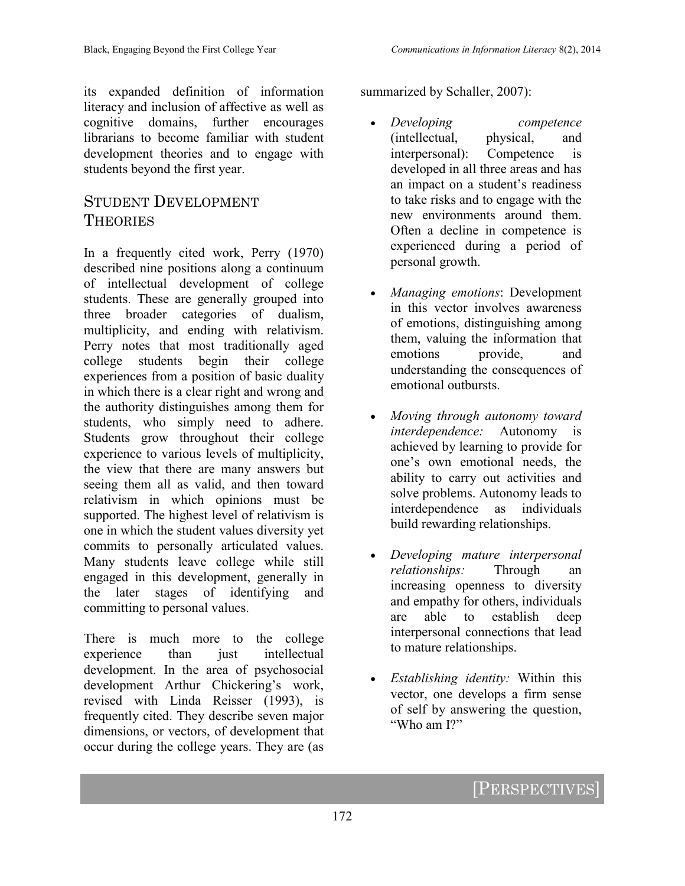its expanded definition of information literacy and inclusion of affective as well as cognitive domains, further encourages librarians to become familiar with student development theories and to engage with students beyond the first year.

## Student Development Theories

In a frequently cited work, Perry (1970) described nine positions along a continuum of intellectual development of college students. These are generally grouped into three broader categories of dualism, multiplicity, and ending with relativism. Perry notes that most traditionally aged college students begin their college experiences from a position of basic duality in which there is a clear right and wrong and the authority distinguishes among them for students, who simply need to adhere. Students grow throughout their college experience to various levels of multiplicity, the view that there are many answers but seeing them all as valid, and then toward relativism in which opinions must be supported. The highest level of relativism is one in which the student values diversity yet commits to personally articulated values. Many students leave college while still engaged in this development, generally in the later stages of identifying and committing to personal values.

There is much more to the college experience than just intellectual development. In the area of psychosocial development Arthur Chickering's work, revised with Linda Reisser (1993), is frequently cited. They describe seven major dimensions, or vectors, of development that occur during the college years. They are (as summarized by Schaller, 2007):

- *Developing competence* (intellectual, physical, and interpersonal): Competence is developed in all three areas and has an impact on a student's readiness to take risks and to engage with the new environments around them. Often a decline in competence is experienced during a period of personal growth.
- *Managing emotions*: Development in this vector involves awareness of emotions, distinguishing among them, valuing the information that emotions provide, and understanding the consequences of emotional outbursts.
- *Moving through autonomy toward interdependence:* Autonomy is achieved by learning to provide for one's own emotional needs, the ability to carry out activities and solve problems. Autonomy leads to interdependence as individuals build rewarding relationships.
- *Developing mature interpersonal relationships:* Through an increasing openness to diversity and empathy for others, individuals are able to establish deep interpersonal connections that lead to mature relationships.
- *Establishing identity:* Within this vector, one develops a firm sense of self by answering the question, "Who am I?"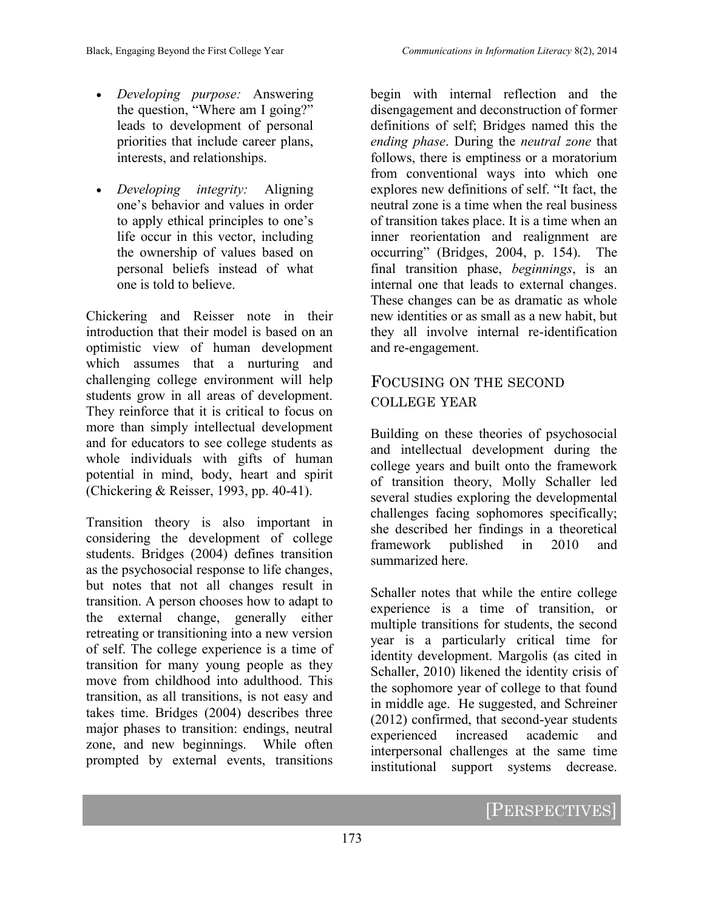- *Developing purpose:* Answering the question, "Where am I going?" leads to development of personal priorities that include career plans, interests, and relationships.

- *Developing integrity:* Aligning one's behavior and values in order to apply ethical principles to one's life occur in this vector, including the ownership of values based on personal beliefs instead of what one is told to believe.

Chickering and Reisser note in their introduction that their model is based on an optimistic view of human development which assumes that a nurturing and challenging college environment will help students grow in all areas of development. They reinforce that it is critical to focus on more than simply intellectual development and for educators to see college students as whole individuals with gifts of human potential in mind, body, heart and spirit (Chickering & Reisser, 1993, pp. 40-41).

Transition theory is also important in considering the development of college students. Bridges (2004) defines transition as the psychosocial response to life changes, but notes that not all changes result in transition. A person chooses how to adapt to the external change, generally either retreating or transitioning into a new version of self. The college experience is a time of transition for many young people as they move from childhood into adulthood. This transition, as all transitions, is not easy and takes time. Bridges (2004) describes three major phases to transition: endings, neutral zone, and new beginnings. While often prompted by external events, transitions begin with internal reflection and the disengagement and deconstruction of former definitions of self; Bridges named this the *ending phase*. During the *neutral zone* that follows, there is emptiness or a moratorium from conventional ways into which one explores new definitions of self. "It fact, the neutral zone is a time when the real business of transition takes place. It is a time when an inner reorientation and realignment are occurring" (Bridges, 2004, p. 154). The final transition phase, *beginnings*, is an internal one that leads to external changes. These changes can be as dramatic as whole new identities or as small as a new habit, but they all involve internal re-identification and re-engagement.

## Focusing on the Second College Year

Building on these theories of psychosocial and intellectual development during the college years and built onto the framework of transition theory, Molly Schaller led several studies exploring the developmental challenges facing sophomores specifically; she described her findings in a theoretical framework published in 2010 and summarized here.

Schaller notes that while the entire college experience is a time of transition, or multiple transitions for students, the second year is a particularly critical time for identity development. Margolis (as cited in Schaller, 2010) likened the identity crisis of the sophomore year of college to that found in middle age. He suggested, and Schreiner (2012) confirmed, that second-year students experienced increased academic and interpersonal challenges at the same time institutional support systems decrease.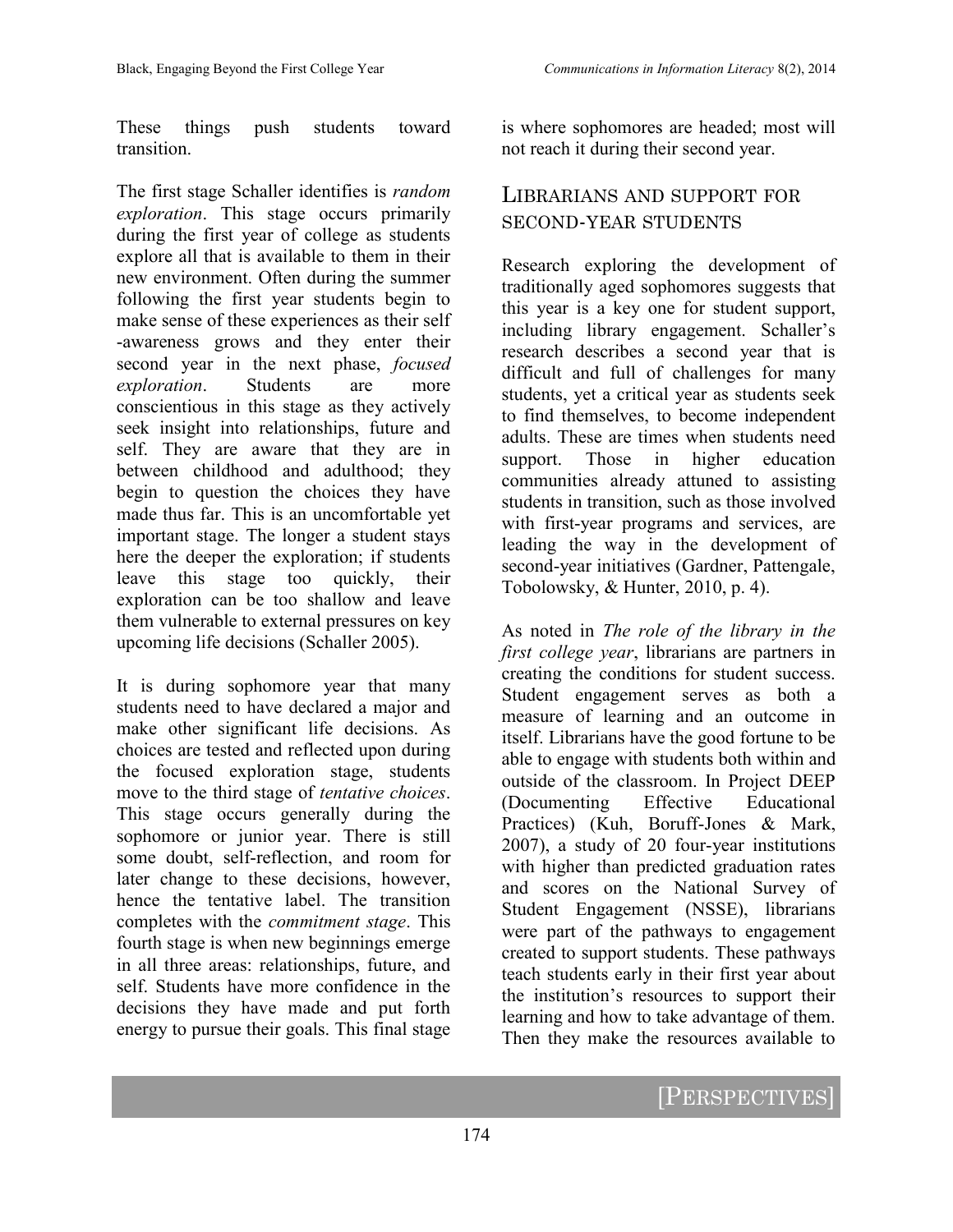These things push students toward transition.

The first stage Schaller identifies is *random exploration*. This stage occurs primarily during the first year of college as students explore all that is available to them in their new environment. Often during the summer following the first year students begin to make sense of these experiences as their self -awareness grows and they enter their second year in the next phase, *focused exploration*. Students are more conscientious in this stage as they actively seek insight into relationships, future and self. They are aware that they are in between childhood and adulthood; they begin to question the choices they have made thus far. This is an uncomfortable yet important stage. The longer a student stays here the deeper the exploration; if students leave this stage too quickly, their exploration can be too shallow and leave them vulnerable to external pressures on key upcoming life decisions (Schaller 2005).

It is during sophomore year that many students need to have declared a major and make other significant life decisions. As choices are tested and reflected upon during the focused exploration stage, students move to the third stage of *tentative choices*. This stage occurs generally during the sophomore or junior year. There is still some doubt, self-reflection, and room for later change to these decisions, however, hence the tentative label. The transition completes with the *commitment stage*. This fourth stage is when new beginnings emerge in all three areas: relationships, future, and self. Students have more confidence in the decisions they have made and put forth energy to pursue their goals. This final stage is where sophomores are headed; most will not reach it during their second year.

## Librarians and Support for Second-Year Students

Research exploring the development of traditionally aged sophomores suggests that this year is a key one for student support, including library engagement. Schaller's research describes a second year that is difficult and full of challenges for many students, yet a critical year as students seek to find themselves, to become independent adults. These are times when students need support. Those in higher education communities already attuned to assisting students in transition, such as those involved with first-year programs and services, are leading the way in the development of second-year initiatives (Gardner, Pattengale, Tobolowsky, & Hunter, 2010, p. 4).

As noted in *The role of the library in the first college year*, librarians are partners in creating the conditions for student success. Student engagement serves as both a measure of learning and an outcome in itself. Librarians have the good fortune to be able to engage with students both within and outside of the classroom. In Project DEEP (Documenting Effective Educational Practices) (Kuh, Boruff-Jones & Mark, 2007), a study of 20 four-year institutions with higher than predicted graduation rates and scores on the National Survey of Student Engagement (NSSE), librarians were part of the pathways to engagement created to support students. These pathways teach students early in their first year about the institution's resources to support their learning and how to take advantage of them. Then they make the resources available to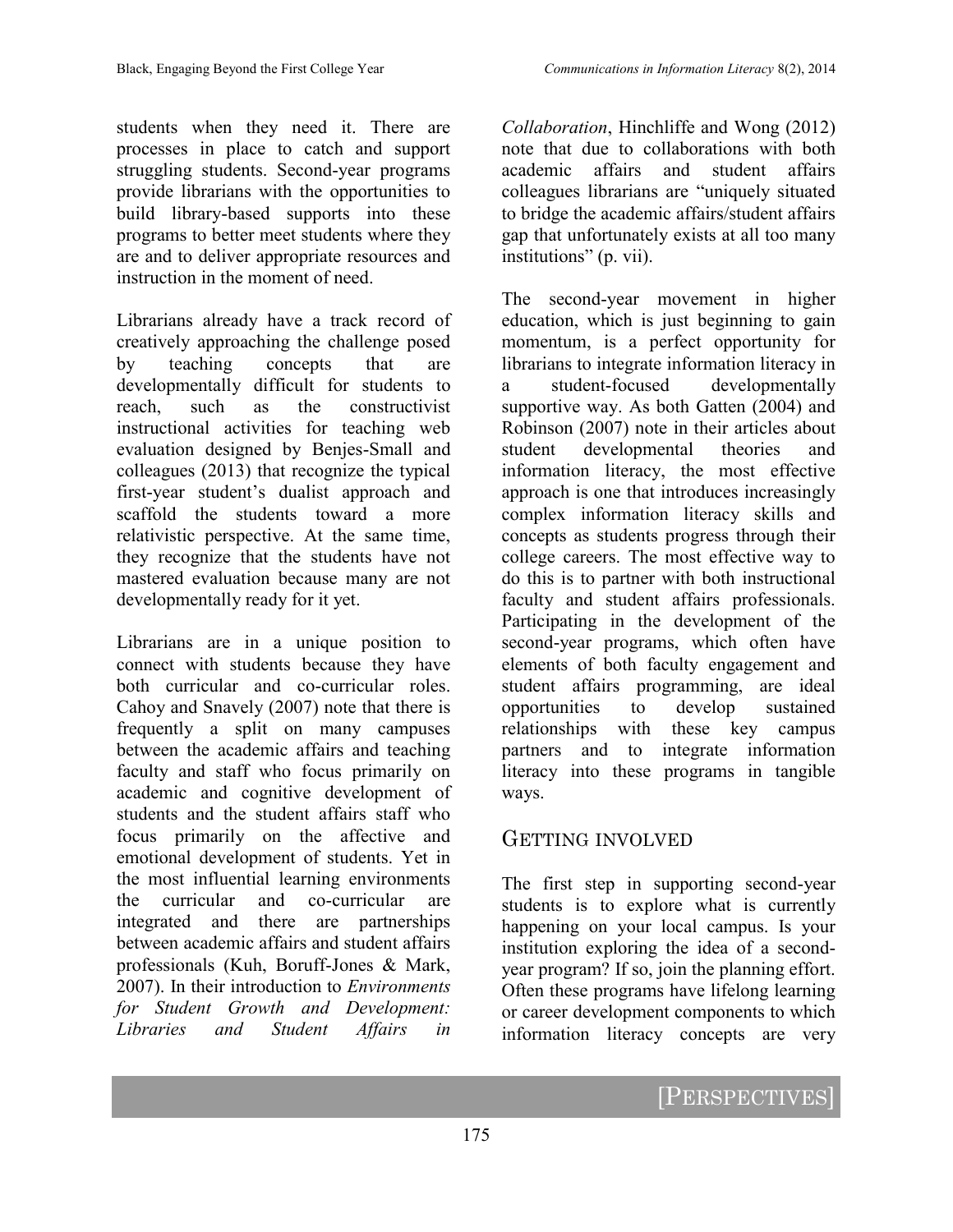students when they need it. There are processes in place to catch and support struggling students. Second-year programs provide librarians with the opportunities to build library-based supports into these programs to better meet students where they are and to deliver appropriate resources and instruction in the moment of need.

Librarians already have a track record of creatively approaching the challenge posed by teaching concepts that are developmentally difficult for students to reach, such as the constructivist instructional activities for teaching web evaluation designed by Benjes-Small and colleagues (2013) that recognize the typical first-year student's dualist approach and scaffold the students toward a more relativistic perspective. At the same time, they recognize that the students have not mastered evaluation because many are not developmentally ready for it yet.

Librarians are in a unique position to connect with students because they have both curricular and co-curricular roles. Cahoy and Snavely (2007) note that there is frequently a split on many campuses between the academic affairs and teaching faculty and staff who focus primarily on academic and cognitive development of students and the student affairs staff who focus primarily on the affective and emotional development of students. Yet in the most influential learning environments the curricular and co-curricular are integrated and there are partnerships between academic affairs and student affairs professionals (Kuh, Boruff-Jones & Mark, 2007). In their introduction to *Environments for Student Growth and Development: Libraries and Student Affairs in Collaboration*, Hinchliffe and Wong (2012) note that due to collaborations with both academic affairs and student affairs colleagues librarians are "uniquely situated to bridge the academic affairs/student affairs gap that unfortunately exists at all too many institutions" (p. vii).

The second-year movement in higher education, which is just beginning to gain momentum, is a perfect opportunity for librarians to integrate information literacy in a student-focused developmentally supportive way. As both Gatten (2004) and Robinson (2007) note in their articles about student developmental theories and information literacy, the most effective approach is one that introduces increasingly complex information literacy skills and concepts as students progress through their college careers. The most effective way to do this is to partner with both instructional faculty and student affairs professionals. Participating in the development of the second-year programs, which often have elements of both faculty engagement and student affairs programming, are ideal opportunities to develop sustained relationships with these key campus partners and to integrate information literacy into these programs in tangible ways.

## Getting Involved

The first step in supporting second-year students is to explore what is currently happening on your local campus. Is your institution exploring the idea of a second-year program? If so, join the planning effort. Often these programs have lifelong learning or career development components to which information literacy concepts are very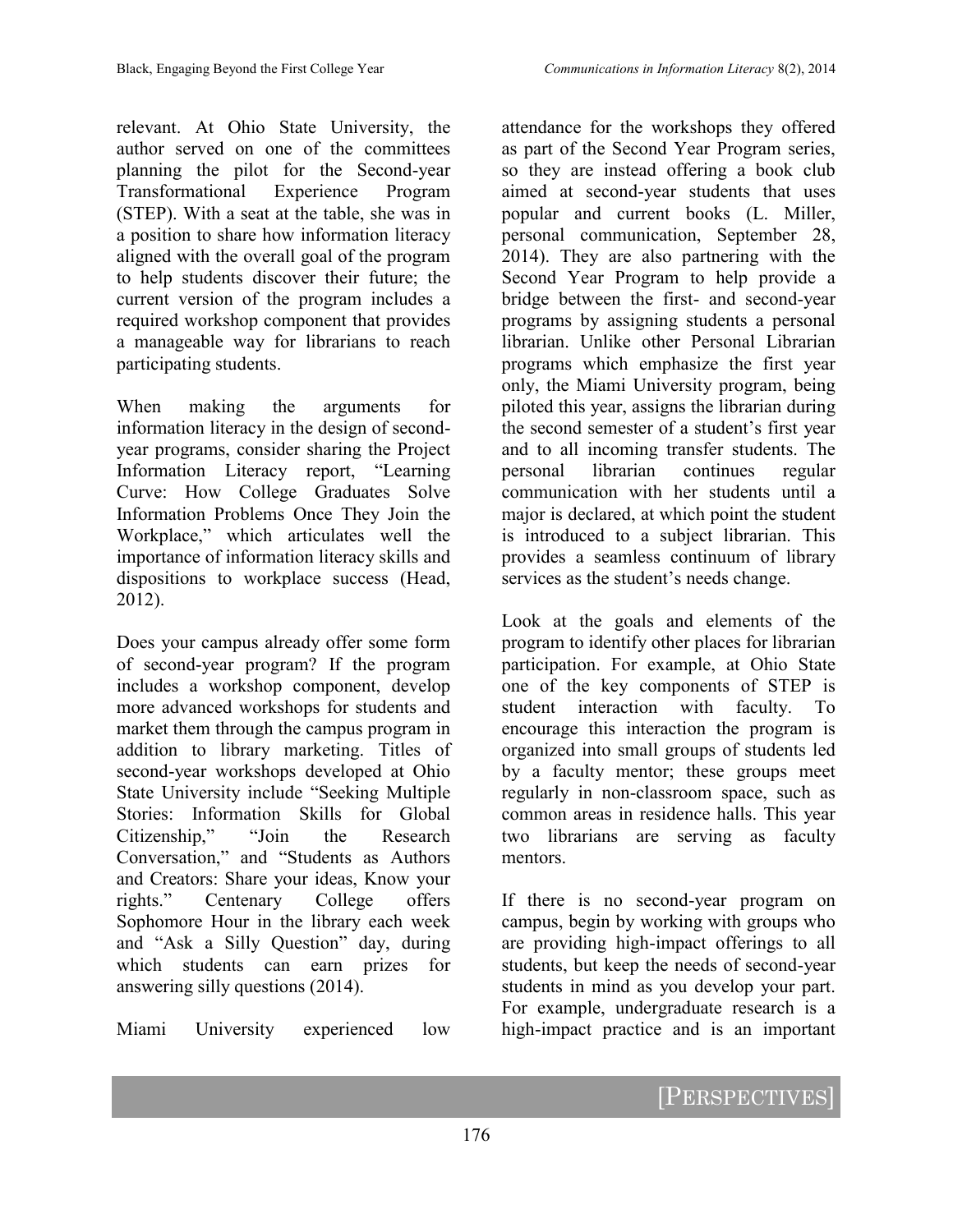relevant. At Ohio State University, the author served on one of the committees planning the pilot for the Second-year Transformational Experience Program (STEP). With a seat at the table, she was in a position to share how information literacy aligned with the overall goal of the program to help students discover their future; the current version of the program includes a required workshop component that provides a manageable way for librarians to reach participating students.

When making the arguments for information literacy in the design of second-year programs, consider sharing the Project Information Literacy report, "Learning Curve: How College Graduates Solve Information Problems Once They Join the Workplace," which articulates well the importance of information literacy skills and dispositions to workplace success (Head, 2012).

Does your campus already offer some form of second-year program? If the program includes a workshop component, develop more advanced workshops for students and market them through the campus program in addition to library marketing. Titles of second-year workshops developed at Ohio State University include "Seeking Multiple Stories: Information Skills for Global Citizenship," "Join the Research Conversation," and "Students as Authors and Creators: Share your ideas, Know your rights." Centenary College offers Sophomore Hour in the library each week and "Ask a Silly Question" day, during which students can earn prizes for answering silly questions (2014).

Miami University experienced low attendance for the workshops they offered as part of the Second Year Program series, so they are instead offering a book club aimed at second-year students that uses popular and current books (L. Miller, personal communication, September 28, 2014). They are also partnering with the Second Year Program to help provide a bridge between the first- and second-year programs by assigning students a personal librarian. Unlike other Personal Librarian programs which emphasize the first year only, the Miami University program, being piloted this year, assigns the librarian during the second semester of a student's first year and to all incoming transfer students. The personal librarian continues regular communication with her students until a major is declared, at which point the student is introduced to a subject librarian. This provides a seamless continuum of library services as the student's needs change.

Look at the goals and elements of the program to identify other places for librarian participation. For example, at Ohio State one of the key components of STEP is student interaction with faculty. To encourage this interaction the program is organized into small groups of students led by a faculty mentor; these groups meet regularly in non-classroom space, such as common areas in residence halls. This year two librarians are serving as faculty mentors.

If there is no second-year program on campus, begin by working with groups who are providing high-impact offerings to all students, but keep the needs of second-year students in mind as you develop your part. For example, undergraduate research is a high-impact practice and is an important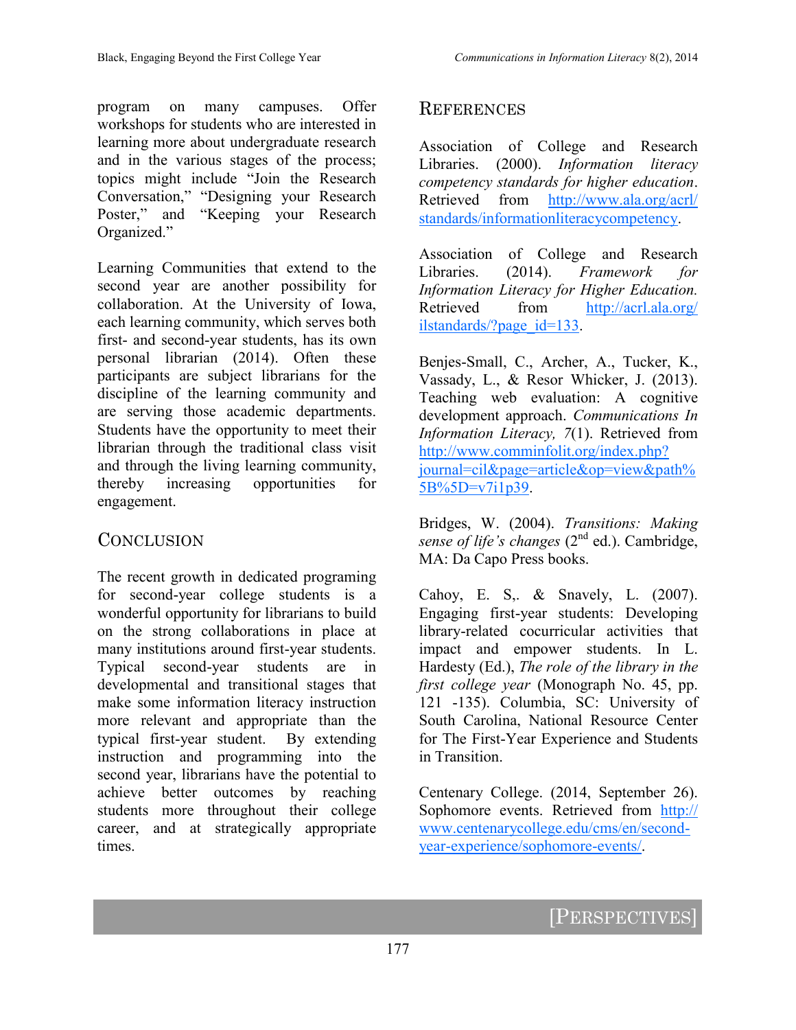program on many campuses. Offer workshops for students who are interested in learning more about undergraduate research and in the various stages of the process; topics might include "Join the Research Conversation," "Designing your Research Poster," and "Keeping your Research Organized."

Learning Communities that extend to the second year are another possibility for collaboration. At the University of Iowa, each learning community, which serves both first- and second-year students, has its own personal librarian (2014). Often these participants are subject librarians for the discipline of the learning community and are serving those academic departments. Students have the opportunity to meet their librarian through the traditional class visit and through the living learning community, thereby increasing opportunities for engagement.

## Conclusion

The recent growth in dedicated programing for second-year college students is a wonderful opportunity for librarians to build on the strong collaborations in place at many institutions around first-year students. Typical second-year students are in developmental and transitional stages that make some information literacy instruction more relevant and appropriate than the typical first-year student. By extending instruction and programming into the second year, librarians have the potential to achieve better outcomes by reaching students more throughout their college career, and at strategically appropriate times.

## References

Association of College and Research Libraries. (2000). *Information literacy competency standards for higher education*. Retrieved from http://www.ala.org/acrl/standards/informationliteracycompetency.

Association of College and Research Libraries. (2014). *Framework for Information Literacy for Higher Education.* Retrieved from http://acrl.ala.org/ilstandards/?page_id=133.

Benjes-Small, C., Archer, A., Tucker, K., Vassady, L., & Resor Whicker, J. (2013). Teaching web evaluation: A cognitive development approach. *Communications In Information Literacy, 7*(1). Retrieved from http://www.comminfolit.org/index.php?journal=cil&page=article&op=view&path%5B%5D=v7i1p39.

Bridges, W. (2004). *Transitions: Making sense of life's changes* (2nd ed.). Cambridge, MA: Da Capo Press books.

Cahoy, E. S,. & Snavely, L. (2007). Engaging first-year students: Developing library-related cocurricular activities that impact and empower students. In L. Hardesty (Ed.), *The role of the library in the first college year* (Monograph No. 45, pp. 121 -135). Columbia, SC: University of South Carolina, National Resource Center for The First-Year Experience and Students in Transition.

Centenary College. (2014, September 26). Sophomore events. Retrieved from http://www.centenarycollege.edu/cms/en/second-year-experience/sophomore-events/.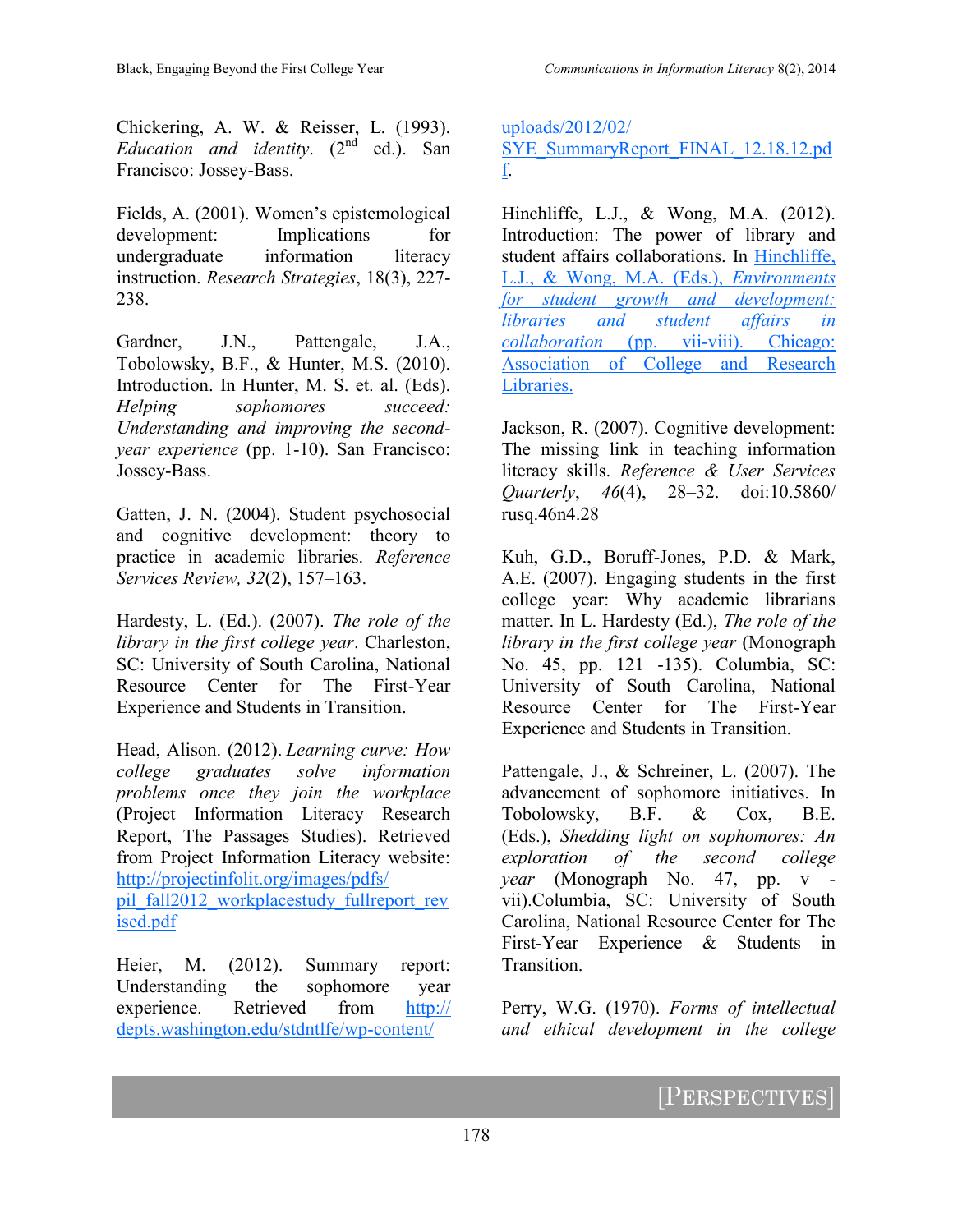Chickering, A. W. & Reisser, L. (1993). *Education and identity*. (2nd ed.). San Francisco: Jossey-Bass.

Fields, A. (2001). Women's epistemological development: Implications for undergraduate information literacy instruction. *Research Strategies*, 18(3), 227-238.

Gardner, J.N., Pattengale, J.A., Tobolowsky, B.F., & Hunter, M.S. (2010). Introduction. In Hunter, M. S. et. al. (Eds). *Helping sophomores succeed: Understanding and improving the second-year experience* (pp. 1-10). San Francisco: Jossey-Bass.

Gatten, J. N. (2004). Student psychosocial and cognitive development: theory to practice in academic libraries. *Reference Services Review, 32*(2), 157–163.

Hardesty, L. (Ed.). (2007). *The role of the library in the first college year*. Charleston, SC: University of South Carolina, National Resource Center for The First-Year Experience and Students in Transition.

Head, Alison. (2012). *Learning curve: How college graduates solve information problems once they join the workplace* (Project Information Literacy Research Report, The Passages Studies). Retrieved from Project Information Literacy website: http://projectinfolit.org/images/pdfs/pil_fall2012_workplacestudy_fullreport_revised.pdf

Heier, M. (2012). Summary report: Understanding the sophomore year experience. Retrieved from http://depts.washington.edu/stdntlfe/wp-content/uploads/2012/02/SYE_SummaryReport_FINAL_12.18.12.pdf.

Hinchliffe, L.J., & Wong, M.A. (2012). Introduction: The power of library and student affairs collaborations. In Hinchliffe, L.J., & Wong, M.A. (Eds.), *Environments for student growth and development: libraries and student affairs in collaboration* (pp. vii-viii). Chicago: Association of College and Research Libraries.

Jackson, R. (2007). Cognitive development: The missing link in teaching information literacy skills. *Reference & User Services Quarterly*, *46*(4), 28–32. doi:10.5860/rusq.46n4.28

Kuh, G.D., Boruff-Jones, P.D. & Mark, A.E. (2007). Engaging students in the first college year: Why academic librarians matter. In L. Hardesty (Ed.), *The role of the library in the first college year* (Monograph No. 45, pp. 121 -135). Columbia, SC: University of South Carolina, National Resource Center for The First-Year Experience and Students in Transition.

Pattengale, J., & Schreiner, L. (2007). The advancement of sophomore initiatives. In Tobolowsky, B.F. & Cox, B.E. (Eds.), *Shedding light on sophomores: An exploration of the second college year* (Monograph No. 47, pp. v - vii).Columbia, SC: University of South Carolina, National Resource Center for The First-Year Experience & Students in Transition.

Perry, W.G. (1970). *Forms of intellectual and ethical development in the college*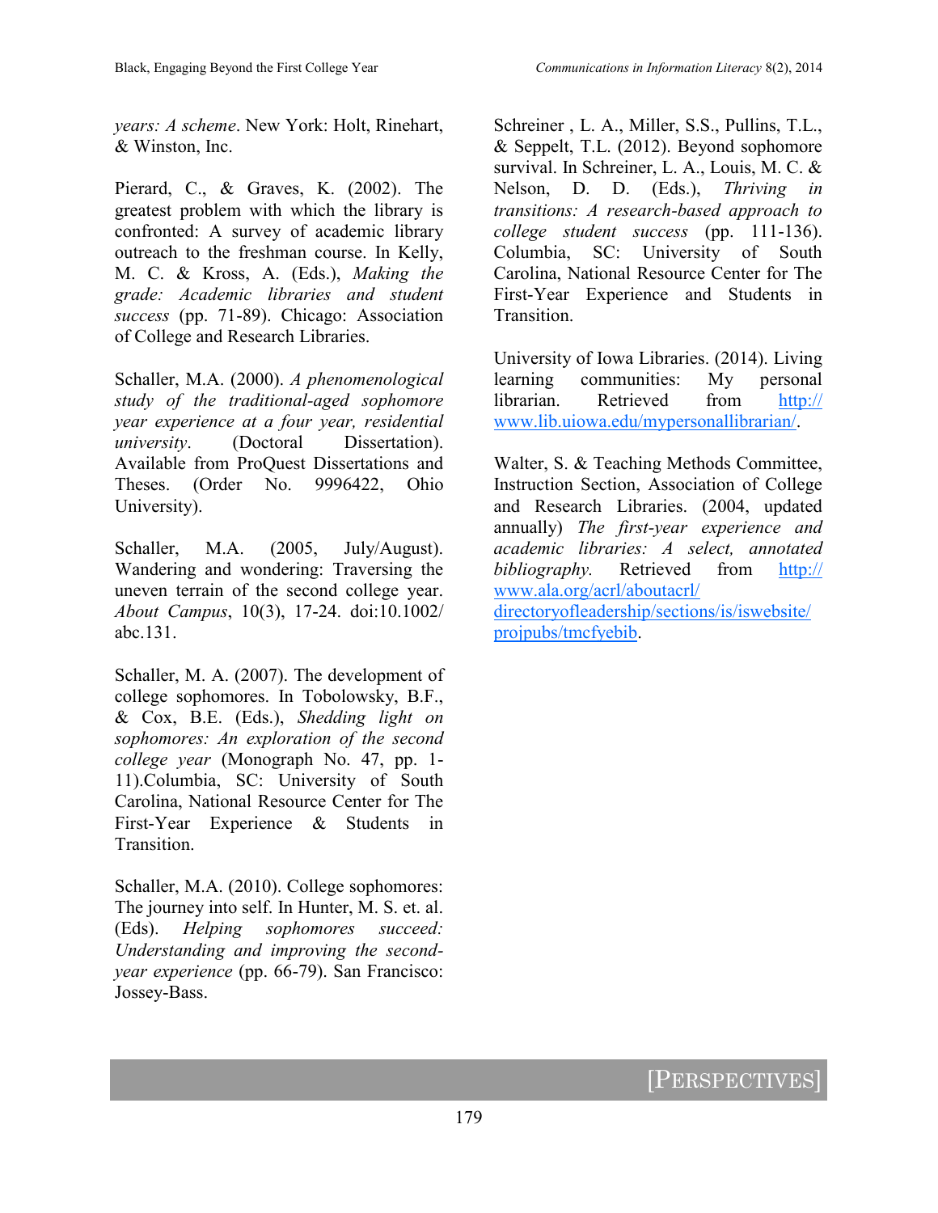*years: A scheme*. New York: Holt, Rinehart, & Winston, Inc.

Pierard, C., & Graves, K. (2002). The greatest problem with which the library is confronted: A survey of academic library outreach to the freshman course. In Kelly, M. C. & Kross, A. (Eds.), *Making the grade: Academic libraries and student success* (pp. 71-89). Chicago: Association of College and Research Libraries.

Schaller, M.A. (2000). *A phenomenological study of the traditional-aged sophomore year experience at a four year, residential university*. (Doctoral Dissertation). Available from ProQuest Dissertations and Theses. (Order No. 9996422, Ohio University).

Schaller, M.A. (2005, July/August). Wandering and wondering: Traversing the uneven terrain of the second college year. *About Campus*, 10(3), 17-24. doi:10.1002/abc.131.

Schaller, M. A. (2007). The development of college sophomores. In Tobolowsky, B.F., & Cox, B.E. (Eds.), *Shedding light on sophomores: An exploration of the second college year* (Monograph No. 47, pp. 1-11).Columbia, SC: University of South Carolina, National Resource Center for The First-Year Experience & Students in Transition.

Schaller, M.A. (2010). College sophomores: The journey into self. In Hunter, M. S. et. al. (Eds). *Helping sophomores succeed: Understanding and improving the second-year experience* (pp. 66-79). San Francisco: Jossey-Bass.

Schreiner , L. A., Miller, S.S., Pullins, T.L., & Seppelt, T.L. (2012). Beyond sophomore survival. In Schreiner, L. A., Louis, M. C. & Nelson, D. D. (Eds.), *Thriving in transitions: A research-based approach to college student success* (pp. 111-136). Columbia, SC: University of South Carolina, National Resource Center for The First-Year Experience and Students in Transition.

University of Iowa Libraries. (2014). Living learning communities: My personal librarian. Retrieved from http://www.lib.uiowa.edu/mypersonallibrarian/.

Walter, S. & Teaching Methods Committee, Instruction Section, Association of College and Research Libraries. (2004, updated annually) *The first-year experience and academic libraries: A select, annotated bibliography.* Retrieved from http://www.ala.org/acrl/aboutacrl/directoryofleadership/sections/is/iswebsite/projpubs/tmcfyebib.